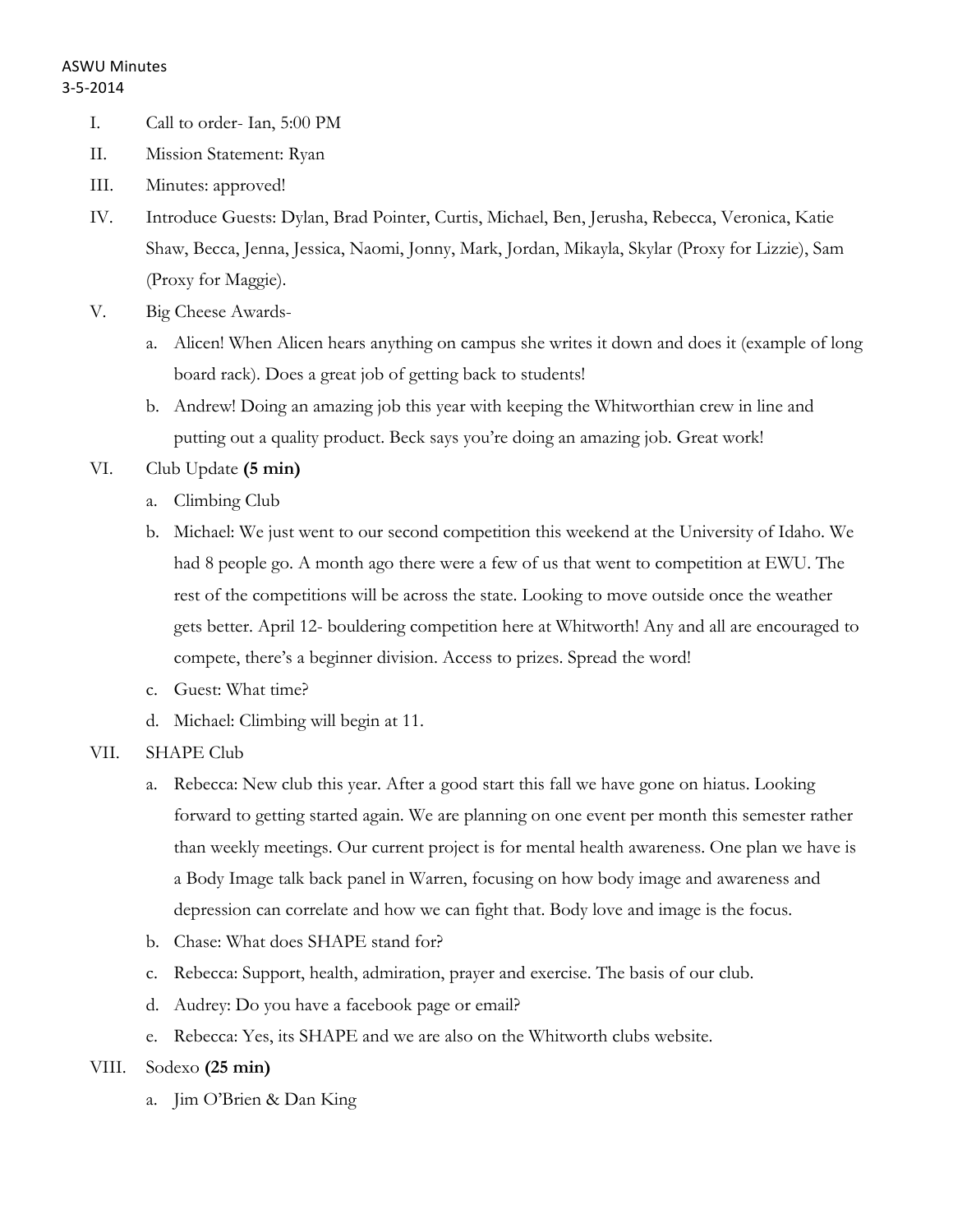ASWU Minutes
3-5-2014

I. Call to order- Ian, 5:00 PM

II. Mission Statement: Ryan

III. Minutes: approved!

IV. Introduce Guests: Dylan, Brad Pointer, Curtis, Michael, Ben, Jerusha, Rebecca, Veronica, Katie Shaw, Becca, Jenna, Jessica, Naomi, Jonny, Mark, Jordan, Mikayla, Skylar (Proxy for Lizzie), Sam (Proxy for Maggie).

V. Big Cheese Awards-
   a. Alicen! When Alicen hears anything on campus she writes it down and does it (example of long board rack). Does a great job of getting back to students!
   b. Andrew! Doing an amazing job this year with keeping the Whitworthian crew in line and putting out a quality product. Beck says you're doing an amazing job. Great work!

VI. Club Update **(5 min)**
   a. Climbing Club
   b. Michael: We just went to our second competition this weekend at the University of Idaho. We had 8 people go. A month ago there were a few of us that went to competition at EWU. The rest of the competitions will be across the state. Looking to move outside once the weather gets better. April 12- bouldering competition here at Whitworth! Any and all are encouraged to compete, there's a beginner division. Access to prizes. Spread the word!
   c. Guest: What time?
   d. Michael: Climbing will begin at 11.

VII. SHAPE Club
   a. Rebecca: New club this year. After a good start this fall we have gone on hiatus. Looking forward to getting started again. We are planning on one event per month this semester rather than weekly meetings. Our current project is for mental health awareness. One plan we have is a Body Image talk back panel in Warren, focusing on how body image and awareness and depression can correlate and how we can fight that. Body love and image is the focus.
   b. Chase: What does SHAPE stand for?
   c. Rebecca: Support, health, admiration, prayer and exercise. The basis of our club.
   d. Audrey: Do you have a facebook page or email?
   e. Rebecca: Yes, its SHAPE and we are also on the Whitworth clubs website.

VIII. Sodexo **(25 min)**
   a. Jim O'Brien & Dan King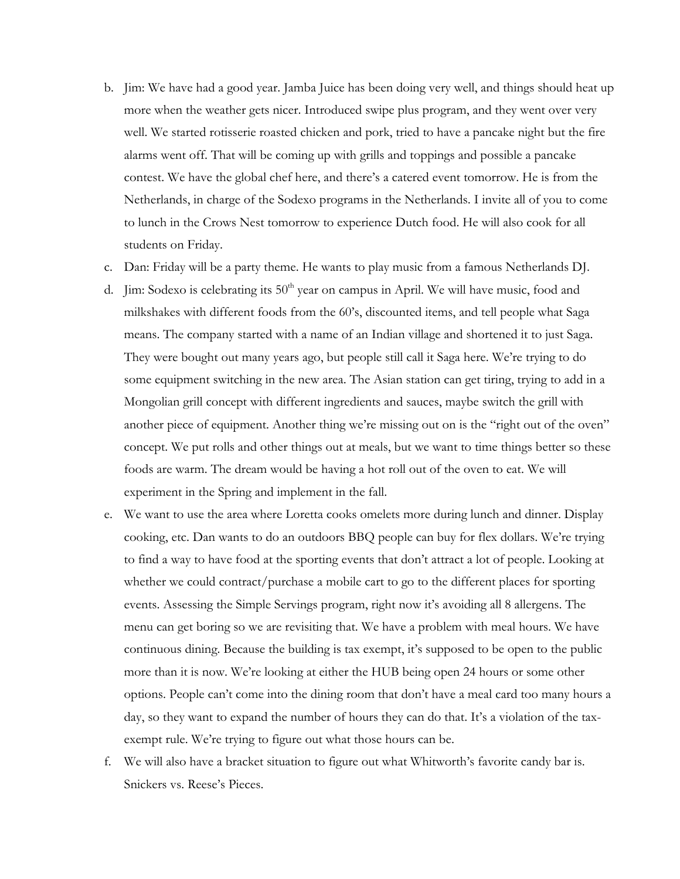b. Jim: We have had a good year. Jamba Juice has been doing very well, and things should heat up more when the weather gets nicer. Introduced swipe plus program, and they went over very well. We started rotisserie roasted chicken and pork, tried to have a pancake night but the fire alarms went off. That will be coming up with grills and toppings and possible a pancake contest. We have the global chef here, and there's a catered event tomorrow. He is from the Netherlands, in charge of the Sodexo programs in the Netherlands. I invite all of you to come to lunch in the Crows Nest tomorrow to experience Dutch food. He will also cook for all students on Friday.

c. Dan: Friday will be a party theme. He wants to play music from a famous Netherlands DJ.

d. Jim: Sodexo is celebrating its 50th year on campus in April. We will have music, food and milkshakes with different foods from the 60's, discounted items, and tell people what Saga means. The company started with a name of an Indian village and shortened it to just Saga. They were bought out many years ago, but people still call it Saga here. We're trying to do some equipment switching in the new area. The Asian station can get tiring, trying to add in a Mongolian grill concept with different ingredients and sauces, maybe switch the grill with another piece of equipment. Another thing we're missing out on is the "right out of the oven" concept. We put rolls and other things out at meals, but we want to time things better so these foods are warm. The dream would be having a hot roll out of the oven to eat. We will experiment in the Spring and implement in the fall.

e. We want to use the area where Loretta cooks omelets more during lunch and dinner. Display cooking, etc. Dan wants to do an outdoors BBQ people can buy for flex dollars. We're trying to find a way to have food at the sporting events that don't attract a lot of people. Looking at whether we could contract/purchase a mobile cart to go to the different places for sporting events. Assessing the Simple Servings program, right now it's avoiding all 8 allergens. The menu can get boring so we are revisiting that. We have a problem with meal hours. We have continuous dining. Because the building is tax exempt, it's supposed to be open to the public more than it is now. We're looking at either the HUB being open 24 hours or some other options. People can't come into the dining room that don't have a meal card too many hours a day, so they want to expand the number of hours they can do that. It's a violation of the tax-exempt rule. We're trying to figure out what those hours can be.

f. We will also have a bracket situation to figure out what Whitworth's favorite candy bar is. Snickers vs. Reese's Pieces.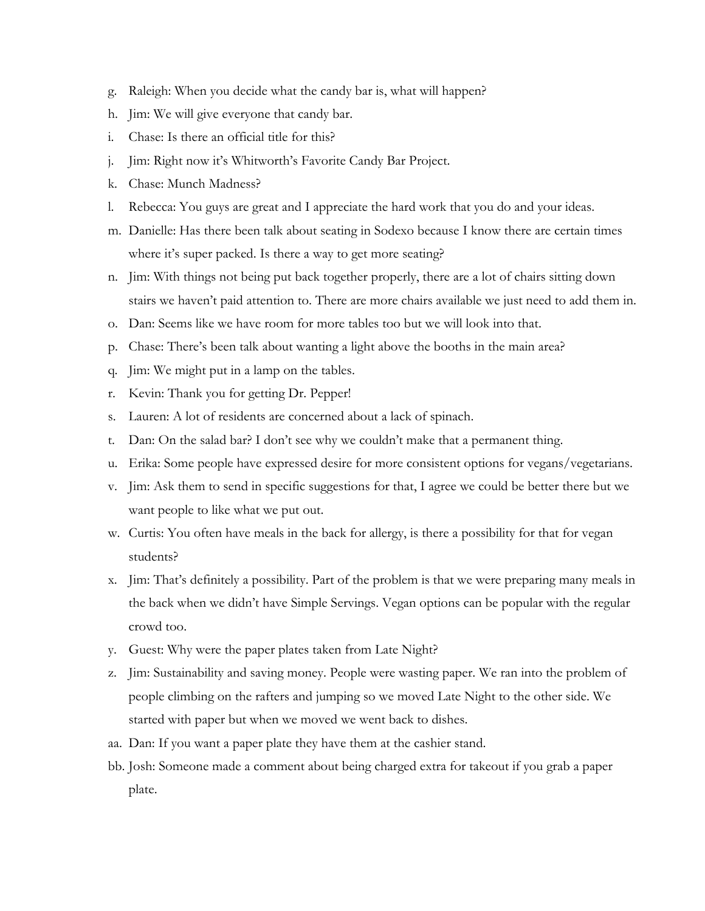g. Raleigh: When you decide what the candy bar is, what will happen?

h. Jim: We will give everyone that candy bar.

i. Chase: Is there an official title for this?

j. Jim: Right now it's Whitworth's Favorite Candy Bar Project.

k. Chase: Munch Madness?

l. Rebecca: You guys are great and I appreciate the hard work that you do and your ideas.

m. Danielle: Has there been talk about seating in Sodexo because I know there are certain times where it's super packed. Is there a way to get more seating?

n. Jim: With things not being put back together properly, there are a lot of chairs sitting down stairs we haven't paid attention to. There are more chairs available we just need to add them in.

o. Dan: Seems like we have room for more tables too but we will look into that.

p. Chase: There's been talk about wanting a light above the booths in the main area?

q. Jim: We might put in a lamp on the tables.

r. Kevin: Thank you for getting Dr. Pepper!

s. Lauren: A lot of residents are concerned about a lack of spinach.

t. Dan: On the salad bar? I don't see why we couldn't make that a permanent thing.

u. Erika: Some people have expressed desire for more consistent options for vegans/vegetarians.

v. Jim: Ask them to send in specific suggestions for that, I agree we could be better there but we want people to like what we put out.

w. Curtis: You often have meals in the back for allergy, is there a possibility for that for vegan students?

x. Jim: That's definitely a possibility. Part of the problem is that we were preparing many meals in the back when we didn't have Simple Servings. Vegan options can be popular with the regular crowd too.

y. Guest: Why were the paper plates taken from Late Night?

z. Jim: Sustainability and saving money. People were wasting paper. We ran into the problem of people climbing on the rafters and jumping so we moved Late Night to the other side. We started with paper but when we moved we went back to dishes.

aa. Dan: If you want a paper plate they have them at the cashier stand.

bb. Josh: Someone made a comment about being charged extra for takeout if you grab a paper plate.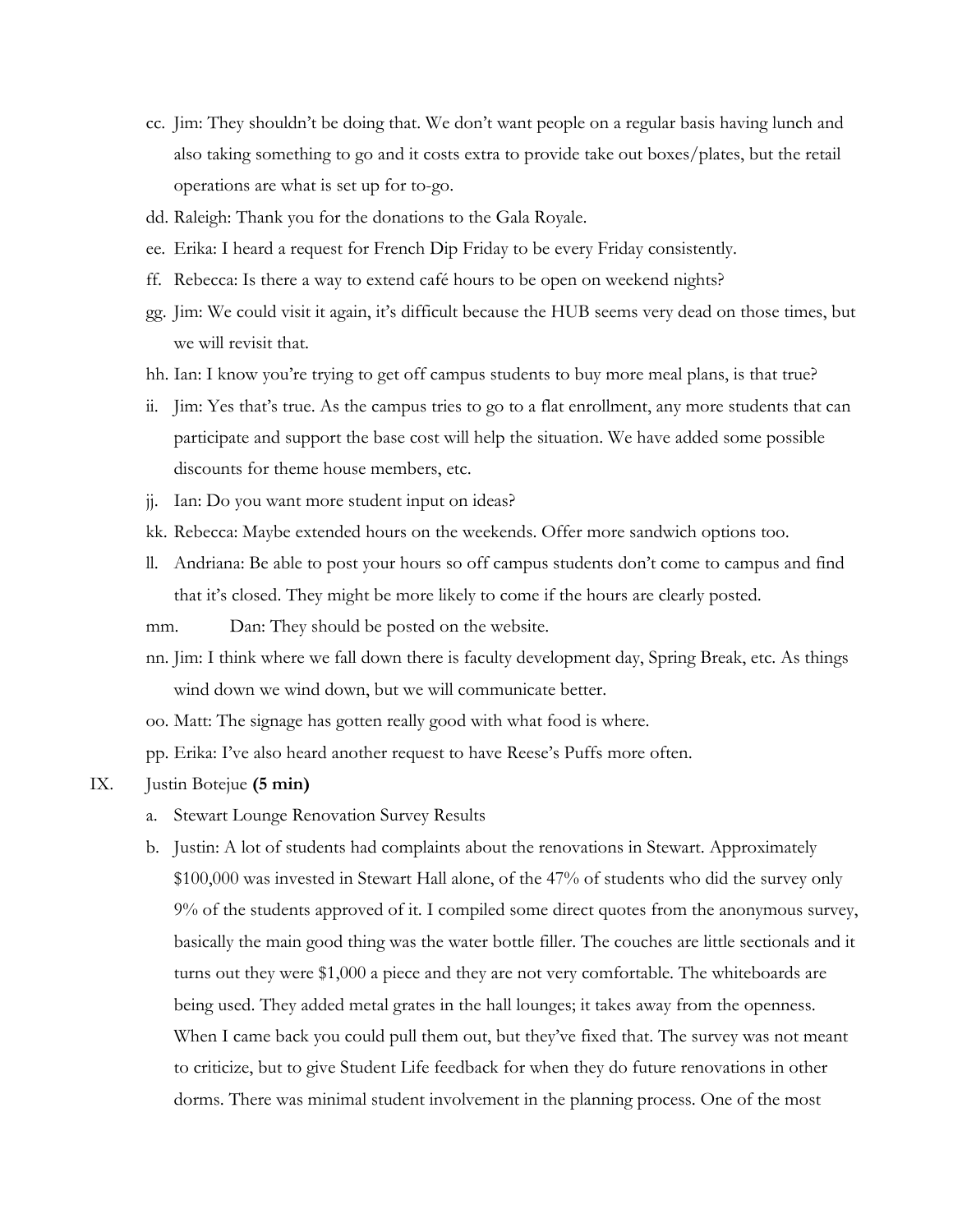cc. Jim: They shouldn't be doing that. We don't want people on a regular basis having lunch and also taking something to go and it costs extra to provide take out boxes/plates, but the retail operations are what is set up for to-go.

dd. Raleigh: Thank you for the donations to the Gala Royale.

ee. Erika: I heard a request for French Dip Friday to be every Friday consistently.

ff. Rebecca: Is there a way to extend café hours to be open on weekend nights?

gg. Jim: We could visit it again, it's difficult because the HUB seems very dead on those times, but we will revisit that.

hh. Ian: I know you're trying to get off campus students to buy more meal plans, is that true?

ii. Jim: Yes that's true. As the campus tries to go to a flat enrollment, any more students that can participate and support the base cost will help the situation. We have added some possible discounts for theme house members, etc.

jj. Ian: Do you want more student input on ideas?

kk. Rebecca: Maybe extended hours on the weekends. Offer more sandwich options too.

ll. Andriana: Be able to post your hours so off campus students don't come to campus and find that it's closed. They might be more likely to come if the hours are clearly posted.

mm. Dan: They should be posted on the website.

nn. Jim: I think where we fall down there is faculty development day, Spring Break, etc. As things wind down we wind down, but we will communicate better.

oo. Matt: The signage has gotten really good with what food is where.

pp. Erika: I've also heard another request to have Reese's Puffs more often.

IX. Justin Botejue **(5 min)**

a. Stewart Lounge Renovation Survey Results

b. Justin: A lot of students had complaints about the renovations in Stewart. Approximately $100,000 was invested in Stewart Hall alone, of the 47% of students who did the survey only 9% of the students approved of it. I compiled some direct quotes from the anonymous survey, basically the main good thing was the water bottle filler. The couches are little sectionals and it turns out they were $1,000 a piece and they are not very comfortable. The whiteboards are being used. They added metal grates in the hall lounges; it takes away from the openness. When I came back you could pull them out, but they've fixed that. The survey was not meant to criticize, but to give Student Life feedback for when they do future renovations in other dorms. There was minimal student involvement in the planning process. One of the most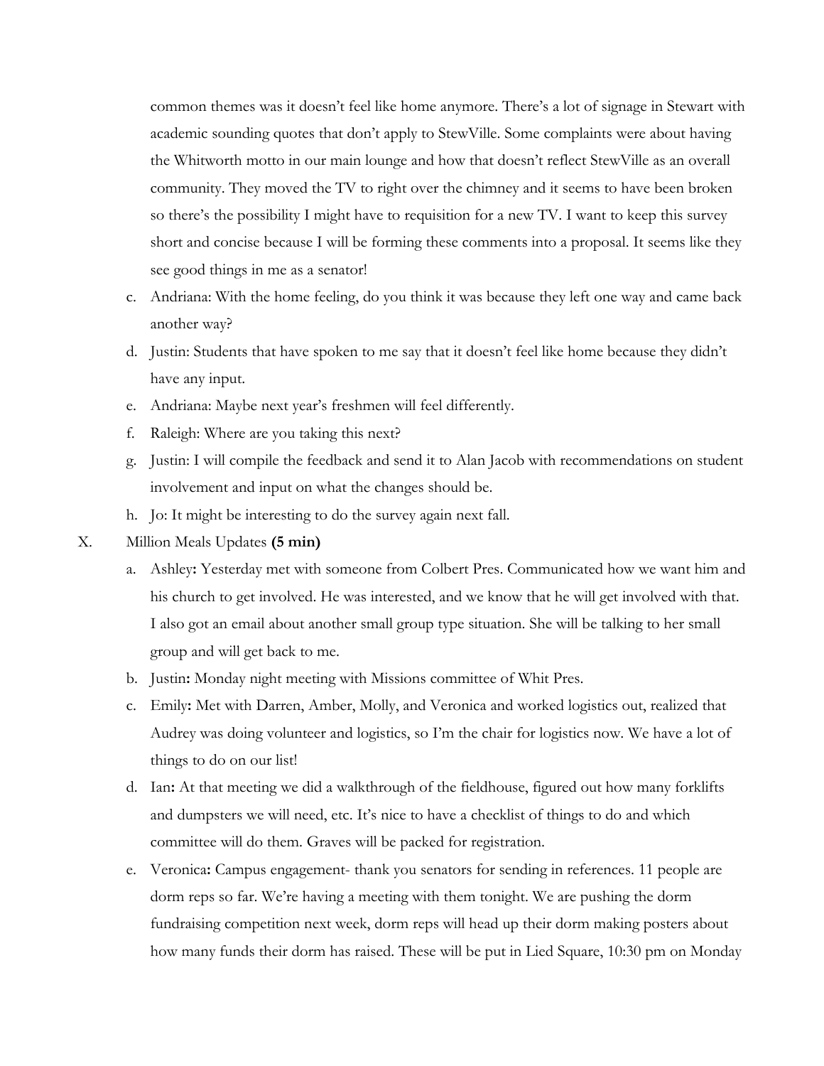common themes was it doesn't feel like home anymore. There's a lot of signage in Stewart with academic sounding quotes that don't apply to StewVille. Some complaints were about having the Whitworth motto in our main lounge and how that doesn't reflect StewVille as an overall community. They moved the TV to right over the chimney and it seems to have been broken so there's the possibility I might have to requisition for a new TV. I want to keep this survey short and concise because I will be forming these comments into a proposal. It seems like they see good things in me as a senator!

c. Andriana: With the home feeling, do you think it was because they left one way and came back another way?
d. Justin: Students that have spoken to me say that it doesn't feel like home because they didn't have any input.
e. Andriana: Maybe next year's freshmen will feel differently.
f. Raleigh: Where are you taking this next?
g. Justin: I will compile the feedback and send it to Alan Jacob with recommendations on student involvement and input on what the changes should be.
h. Jo: It might be interesting to do the survey again next fall.

X. Million Meals Updates **(5 min)**

a. Ashley**:** Yesterday met with someone from Colbert Pres. Communicated how we want him and his church to get involved. He was interested, and we know that he will get involved with that. I also got an email about another small group type situation. She will be talking to her small group and will get back to me.
b. Justin**:** Monday night meeting with Missions committee of Whit Pres.
c. Emily**:** Met with Darren, Amber, Molly, and Veronica and worked logistics out, realized that Audrey was doing volunteer and logistics, so I'm the chair for logistics now. We have a lot of things to do on our list!
d. Ian**:** At that meeting we did a walkthrough of the fieldhouse, figured out how many forklifts and dumpsters we will need, etc. It's nice to have a checklist of things to do and which committee will do them. Graves will be packed for registration.
e. Veronica**:** Campus engagement- thank you senators for sending in references. 11 people are dorm reps so far. We're having a meeting with them tonight. We are pushing the dorm fundraising competition next week, dorm reps will head up their dorm making posters about how many funds their dorm has raised. These will be put in Lied Square, 10:30 pm on Monday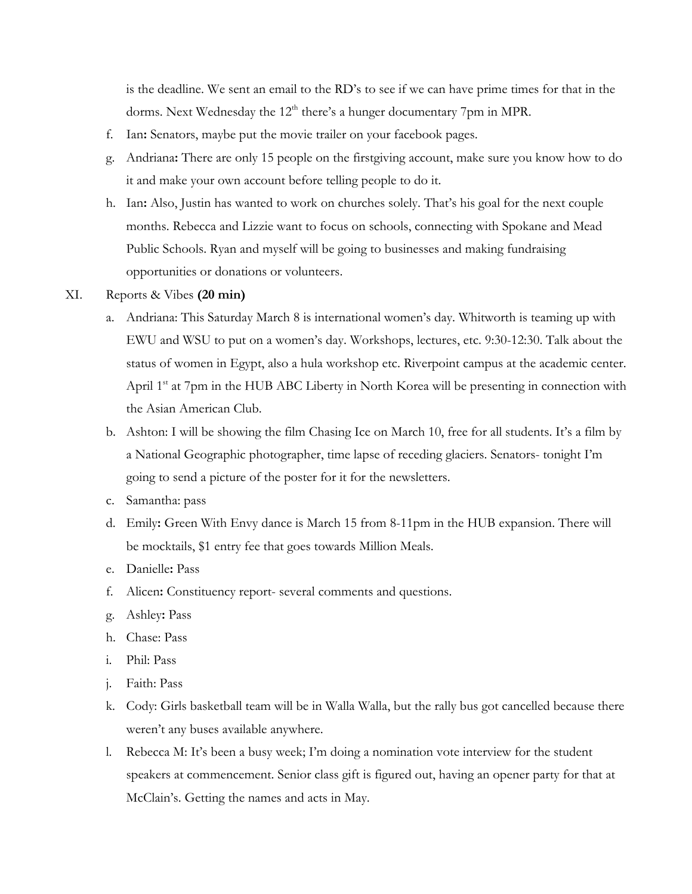is the deadline. We sent an email to the RD's to see if we can have prime times for that in the dorms. Next Wednesday the 12th there's a hunger documentary 7pm in MPR.

f. Ian**:** Senators, maybe put the movie trailer on your facebook pages.

g. Andriana**:** There are only 15 people on the firstgiving account, make sure you know how to do it and make your own account before telling people to do it.

h. Ian**:** Also, Justin has wanted to work on churches solely. That's his goal for the next couple months. Rebecca and Lizzie want to focus on schools, connecting with Spokane and Mead Public Schools. Ryan and myself will be going to businesses and making fundraising opportunities or donations or volunteers.

XI. Reports & Vibes **(20 min)**

a. Andriana: This Saturday March 8 is international women's day. Whitworth is teaming up with EWU and WSU to put on a women's day. Workshops, lectures, etc. 9:30-12:30. Talk about the status of women in Egypt, also a hula workshop etc. Riverpoint campus at the academic center. April 1st at 7pm in the HUB ABC Liberty in North Korea will be presenting in connection with the Asian American Club.

b. Ashton: I will be showing the film Chasing Ice on March 10, free for all students. It's a film by a National Geographic photographer, time lapse of receding glaciers. Senators- tonight I'm going to send a picture of the poster for it for the newsletters.

c. Samantha: pass

d. Emily**:** Green With Envy dance is March 15 from 8-11pm in the HUB expansion. There will be mocktails, $1 entry fee that goes towards Million Meals.

e. Danielle**:** Pass

f. Alicen**:** Constituency report- several comments and questions.

g. Ashley**:** Pass

h. Chase: Pass

i. Phil: Pass

j. Faith: Pass

k. Cody: Girls basketball team will be in Walla Walla, but the rally bus got cancelled because there weren't any buses available anywhere.

l. Rebecca M: It's been a busy week; I'm doing a nomination vote interview for the student speakers at commencement. Senior class gift is figured out, having an opener party for that at McClain's. Getting the names and acts in May.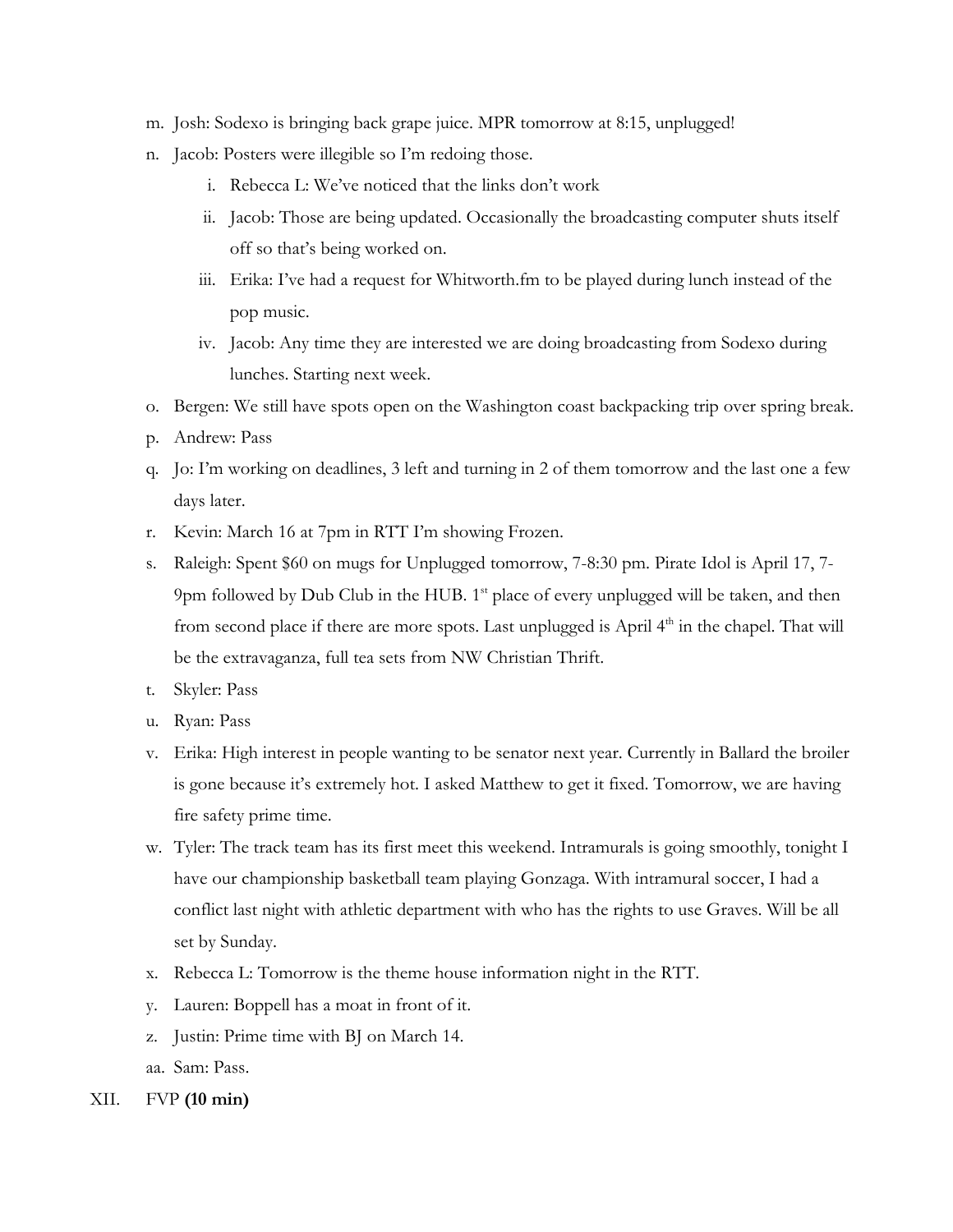m. Josh: Sodexo is bringing back grape juice. MPR tomorrow at 8:15, unplugged!

n. Jacob: Posters were illegible so I'm redoing those.

   i. Rebecca L: We've noticed that the links don't work

   ii. Jacob: Those are being updated. Occasionally the broadcasting computer shuts itself off so that's being worked on.

   iii. Erika: I've had a request for Whitworth.fm to be played during lunch instead of the pop music.

   iv. Jacob: Any time they are interested we are doing broadcasting from Sodexo during lunches. Starting next week.

o. Bergen: We still have spots open on the Washington coast backpacking trip over spring break.

p. Andrew: Pass

q. Jo: I'm working on deadlines, 3 left and turning in 2 of them tomorrow and the last one a few days later.

r. Kevin: March 16 at 7pm in RTT I'm showing Frozen.

s. Raleigh: Spent $60 on mugs for Unplugged tomorrow, 7-8:30 pm. Pirate Idol is April 17, 7-9pm followed by Dub Club in the HUB. 1st place of every unplugged will be taken, and then from second place if there are more spots. Last unplugged is April 4th in the chapel. That will be the extravaganza, full tea sets from NW Christian Thrift.

t. Skyler: Pass

u. Ryan: Pass

v. Erika: High interest in people wanting to be senator next year. Currently in Ballard the broiler is gone because it's extremely hot. I asked Matthew to get it fixed. Tomorrow, we are having fire safety prime time.

w. Tyler: The track team has its first meet this weekend. Intramurals is going smoothly, tonight I have our championship basketball team playing Gonzaga. With intramural soccer, I had a conflict last night with athletic department with who has the rights to use Graves. Will be all set by Sunday.

x. Rebecca L: Tomorrow is the theme house information night in the RTT.

y. Lauren: Boppell has a moat in front of it.

z. Justin: Prime time with BJ on March 14.

aa. Sam: Pass.

XII. FVP **(10 min)**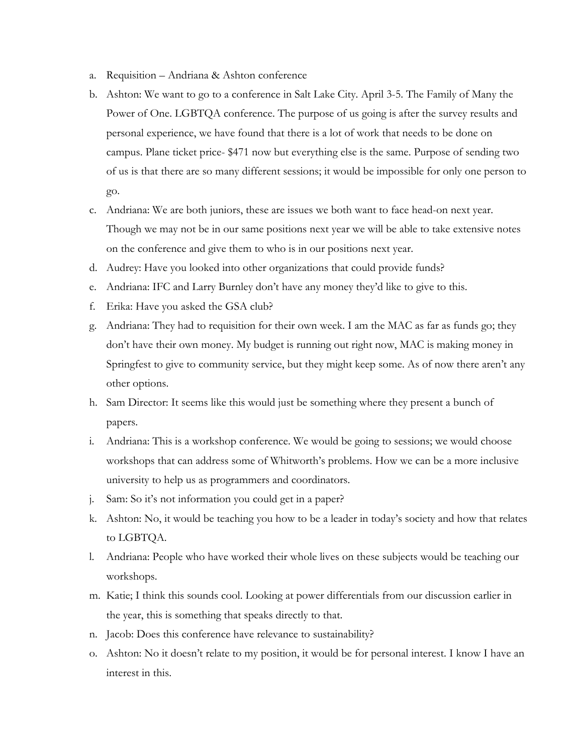a. Requisition – Andriana & Ashton conference
b. Ashton: We want to go to a conference in Salt Lake City. April 3-5. The Family of Many the Power of One. LGBTQA conference. The purpose of us going is after the survey results and personal experience, we have found that there is a lot of work that needs to be done on campus. Plane ticket price- $471 now but everything else is the same. Purpose of sending two of us is that there are so many different sessions; it would be impossible for only one person to go.
c. Andriana: We are both juniors, these are issues we both want to face head-on next year. Though we may not be in our same positions next year we will be able to take extensive notes on the conference and give them to who is in our positions next year.
d. Audrey: Have you looked into other organizations that could provide funds?
e. Andriana: IFC and Larry Burnley don't have any money they'd like to give to this.
f. Erika: Have you asked the GSA club?
g. Andriana: They had to requisition for their own week. I am the MAC as far as funds go; they don't have their own money. My budget is running out right now, MAC is making money in Springfest to give to community service, but they might keep some. As of now there aren't any other options.
h. Sam Director: It seems like this would just be something where they present a bunch of papers.
i. Andriana: This is a workshop conference. We would be going to sessions; we would choose workshops that can address some of Whitworth's problems. How we can be a more inclusive university to help us as programmers and coordinators.
j. Sam: So it's not information you could get in a paper?
k. Ashton: No, it would be teaching you how to be a leader in today's society and how that relates to LGBTQA.
l. Andriana: People who have worked their whole lives on these subjects would be teaching our workshops.
m. Katie; I think this sounds cool. Looking at power differentials from our discussion earlier in the year, this is something that speaks directly to that.
n. Jacob: Does this conference have relevance to sustainability?
o. Ashton: No it doesn't relate to my position, it would be for personal interest. I know I have an interest in this.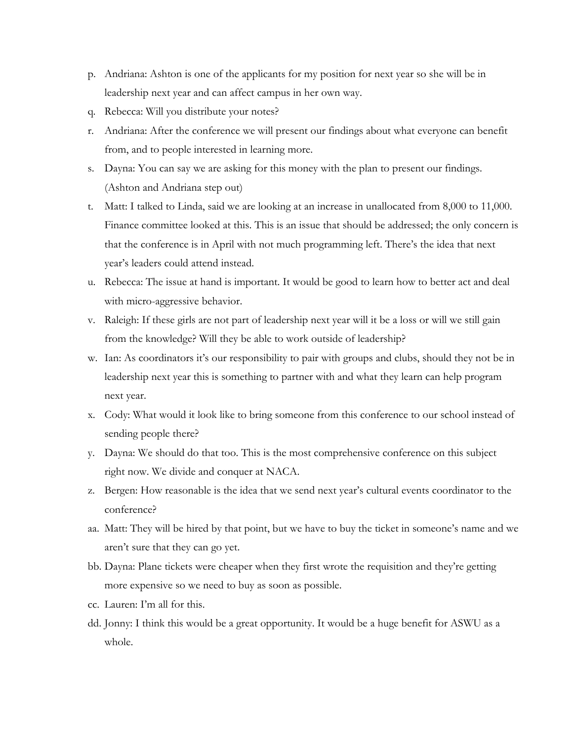p. Andriana: Ashton is one of the applicants for my position for next year so she will be in leadership next year and can affect campus in her own way.

q. Rebecca: Will you distribute your notes?

r. Andriana: After the conference we will present our findings about what everyone can benefit from, and to people interested in learning more.

s. Dayna: You can say we are asking for this money with the plan to present our findings. (Ashton and Andriana step out)

t. Matt: I talked to Linda, said we are looking at an increase in unallocated from 8,000 to 11,000. Finance committee looked at this. This is an issue that should be addressed; the only concern is that the conference is in April with not much programming left. There's the idea that next year's leaders could attend instead.

u. Rebecca: The issue at hand is important. It would be good to learn how to better act and deal with micro-aggressive behavior.

v. Raleigh: If these girls are not part of leadership next year will it be a loss or will we still gain from the knowledge? Will they be able to work outside of leadership?

w. Ian: As coordinators it's our responsibility to pair with groups and clubs, should they not be in leadership next year this is something to partner with and what they learn can help program next year.

x. Cody: What would it look like to bring someone from this conference to our school instead of sending people there?

y. Dayna: We should do that too. This is the most comprehensive conference on this subject right now. We divide and conquer at NACA.

z. Bergen: How reasonable is the idea that we send next year's cultural events coordinator to the conference?

aa. Matt: They will be hired by that point, but we have to buy the ticket in someone's name and we aren't sure that they can go yet.

bb. Dayna: Plane tickets were cheaper when they first wrote the requisition and they're getting more expensive so we need to buy as soon as possible.

cc. Lauren: I'm all for this.

dd. Jonny: I think this would be a great opportunity. It would be a huge benefit for ASWU as a whole.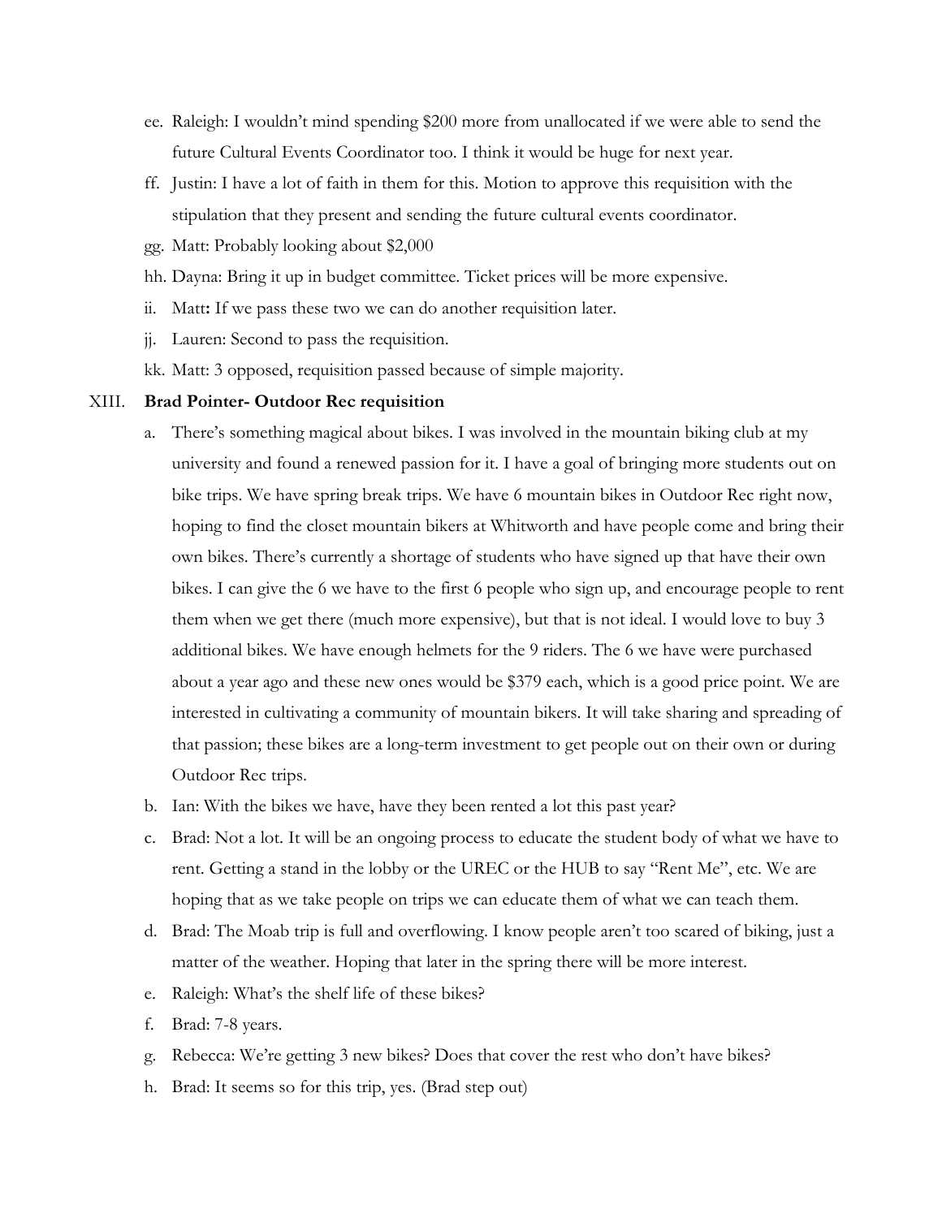ee. Raleigh: I wouldn't mind spending $200 more from unallocated if we were able to send the future Cultural Events Coordinator too. I think it would be huge for next year.

ff. Justin: I have a lot of faith in them for this. Motion to approve this requisition with the stipulation that they present and sending the future cultural events coordinator.

gg. Matt: Probably looking about $2,000

hh. Dayna: Bring it up in budget committee. Ticket prices will be more expensive.

ii. Matt**:** If we pass these two we can do another requisition later.

jj. Lauren: Second to pass the requisition.

kk. Matt: 3 opposed, requisition passed because of simple majority.

XIII. **Brad Pointer- Outdoor Rec requisition**

a. There's something magical about bikes. I was involved in the mountain biking club at my university and found a renewed passion for it. I have a goal of bringing more students out on bike trips. We have spring break trips. We have 6 mountain bikes in Outdoor Rec right now, hoping to find the closet mountain bikers at Whitworth and have people come and bring their own bikes. There's currently a shortage of students who have signed up that have their own bikes. I can give the 6 we have to the first 6 people who sign up, and encourage people to rent them when we get there (much more expensive), but that is not ideal. I would love to buy 3 additional bikes. We have enough helmets for the 9 riders. The 6 we have were purchased about a year ago and these new ones would be $379 each, which is a good price point. We are interested in cultivating a community of mountain bikers. It will take sharing and spreading of that passion; these bikes are a long-term investment to get people out on their own or during Outdoor Rec trips.

b. Ian: With the bikes we have, have they been rented a lot this past year?

c. Brad: Not a lot. It will be an ongoing process to educate the student body of what we have to rent. Getting a stand in the lobby or the UREC or the HUB to say "Rent Me", etc. We are hoping that as we take people on trips we can educate them of what we can teach them.

d. Brad: The Moab trip is full and overflowing. I know people aren't too scared of biking, just a matter of the weather. Hoping that later in the spring there will be more interest.

e. Raleigh: What's the shelf life of these bikes?

f. Brad: 7-8 years.

g. Rebecca: We're getting 3 new bikes? Does that cover the rest who don't have bikes?

h. Brad: It seems so for this trip, yes. (Brad step out)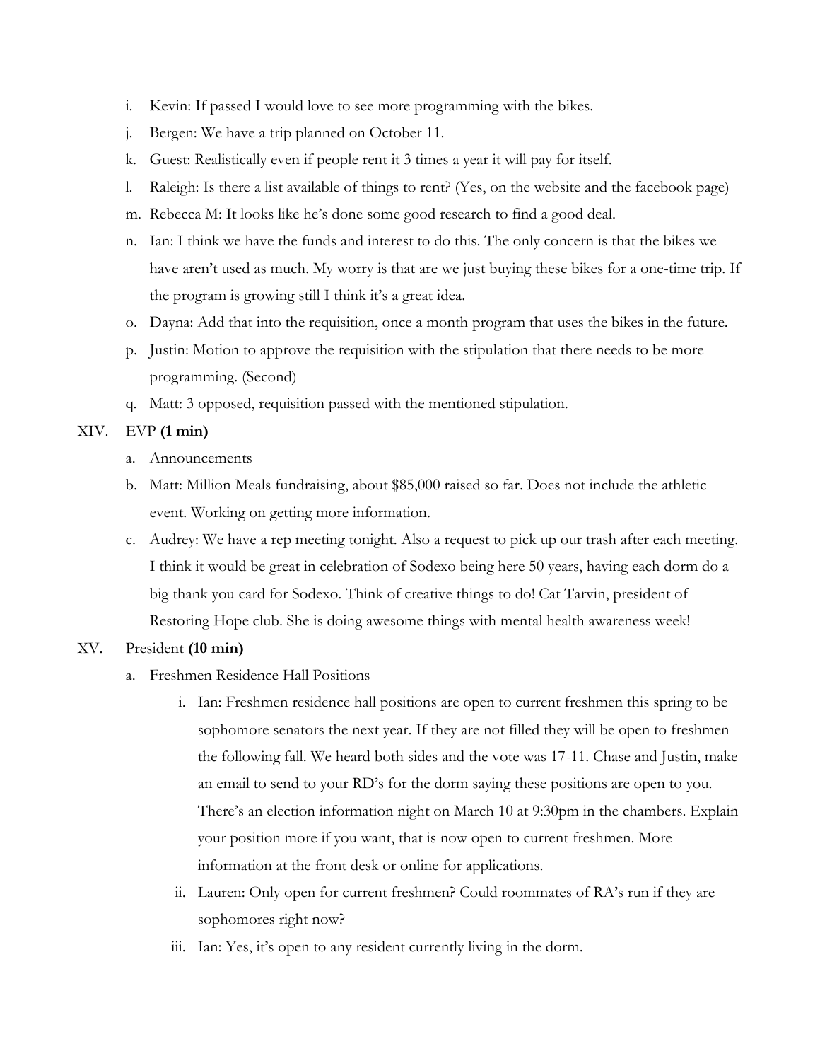i. Kevin: If passed I would love to see more programming with the bikes.
j. Bergen: We have a trip planned on October 11.
k. Guest: Realistically even if people rent it 3 times a year it will pay for itself.
l. Raleigh: Is there a list available of things to rent? (Yes, on the website and the facebook page)
m. Rebecca M: It looks like he's done some good research to find a good deal.
n. Ian: I think we have the funds and interest to do this. The only concern is that the bikes we have aren't used as much. My worry is that are we just buying these bikes for a one-time trip. If the program is growing still I think it's a great idea.
o. Dayna: Add that into the requisition, once a month program that uses the bikes in the future.
p. Justin: Motion to approve the requisition with the stipulation that there needs to be more programming. (Second)
q. Matt: 3 opposed, requisition passed with the mentioned stipulation.

XIV. EVP **(1 min)**

a. Announcements
b. Matt: Million Meals fundraising, about $85,000 raised so far. Does not include the athletic event. Working on getting more information.
c. Audrey: We have a rep meeting tonight. Also a request to pick up our trash after each meeting. I think it would be great in celebration of Sodexo being here 50 years, having each dorm do a big thank you card for Sodexo. Think of creative things to do! Cat Tarvin, president of Restoring Hope club. She is doing awesome things with mental health awareness week!

XV. President **(10 min)**

a. Freshmen Residence Hall Positions
   i. Ian: Freshmen residence hall positions are open to current freshmen this spring to be sophomore senators the next year. If they are not filled they will be open to freshmen the following fall. We heard both sides and the vote was 17-11. Chase and Justin, make an email to send to your RD's for the dorm saying these positions are open to you. There's an election information night on March 10 at 9:30pm in the chambers. Explain your position more if you want, that is now open to current freshmen. More information at the front desk or online for applications.
   ii. Lauren: Only open for current freshmen? Could roommates of RA's run if they are sophomores right now?
   iii. Ian: Yes, it's open to any resident currently living in the dorm.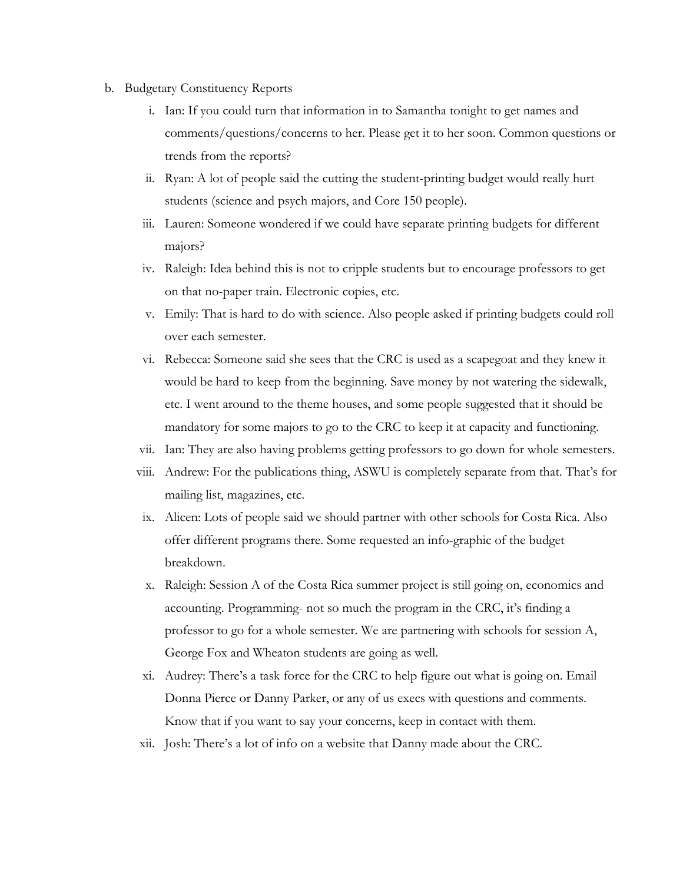b. Budgetary Constituency Reports

   i. Ian: If you could turn that information in to Samantha tonight to get names and comments/questions/concerns to her. Please get it to her soon. Common questions or trends from the reports?

   ii. Ryan: A lot of people said the cutting the student-printing budget would really hurt students (science and psych majors, and Core 150 people).

   iii. Lauren: Someone wondered if we could have separate printing budgets for different majors?

   iv. Raleigh: Idea behind this is not to cripple students but to encourage professors to get on that no-paper train. Electronic copies, etc.

   v. Emily: That is hard to do with science. Also people asked if printing budgets could roll over each semester.

   vi. Rebecca: Someone said she sees that the CRC is used as a scapegoat and they knew it would be hard to keep from the beginning. Save money by not watering the sidewalk, etc. I went around to the theme houses, and some people suggested that it should be mandatory for some majors to go to the CRC to keep it at capacity and functioning.

   vii. Ian: They are also having problems getting professors to go down for whole semesters.

   viii. Andrew: For the publications thing, ASWU is completely separate from that. That's for mailing list, magazines, etc.

   ix. Alicen: Lots of people said we should partner with other schools for Costa Rica. Also offer different programs there. Some requested an info-graphic of the budget breakdown.

   x. Raleigh: Session A of the Costa Rica summer project is still going on, economics and accounting. Programming- not so much the program in the CRC, it's finding a professor to go for a whole semester. We are partnering with schools for session A, George Fox and Wheaton students are going as well.

   xi. Audrey: There's a task force for the CRC to help figure out what is going on. Email Donna Pierce or Danny Parker, or any of us execs with questions and comments. Know that if you want to say your concerns, keep in contact with them.

   xii. Josh: There's a lot of info on a website that Danny made about the CRC.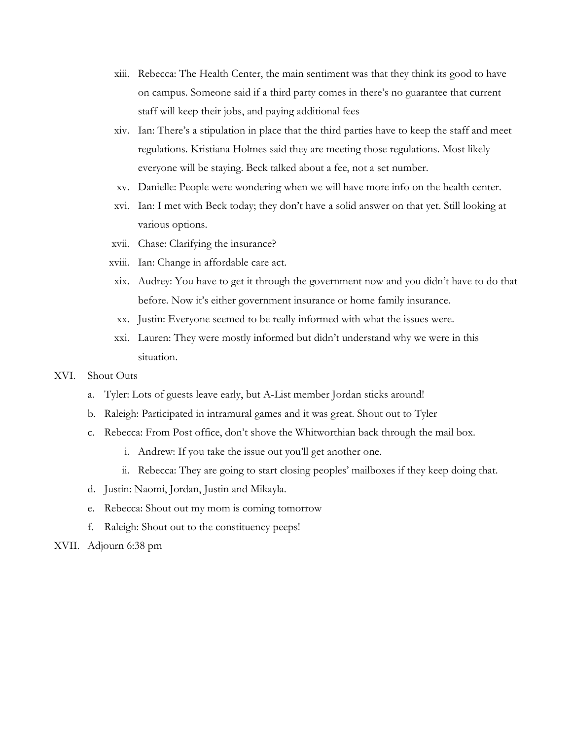xiii. Rebecca: The Health Center, the main sentiment was that they think its good to have on campus. Someone said if a third party comes in there's no guarantee that current staff will keep their jobs, and paying additional fees

xiv. Ian: There's a stipulation in place that the third parties have to keep the staff and meet regulations. Kristiana Holmes said they are meeting those regulations. Most likely everyone will be staying. Beck talked about a fee, not a set number.

xv. Danielle: People were wondering when we will have more info on the health center.

xvi. Ian: I met with Beck today; they don't have a solid answer on that yet. Still looking at various options.

xvii. Chase: Clarifying the insurance?

xviii. Ian: Change in affordable care act.

xix. Audrey: You have to get it through the government now and you didn't have to do that before. Now it's either government insurance or home family insurance.

xx. Justin: Everyone seemed to be really informed with what the issues were.

xxi. Lauren: They were mostly informed but didn't understand why we were in this situation.

XVI. Shout Outs

a. Tyler: Lots of guests leave early, but A-List member Jordan sticks around!

b. Raleigh: Participated in intramural games and it was great. Shout out to Tyler

c. Rebecca: From Post office, don't shove the Whitworthian back through the mail box.

   i. Andrew: If you take the issue out you'll get another one.

   ii. Rebecca: They are going to start closing peoples' mailboxes if they keep doing that.

d. Justin: Naomi, Jordan, Justin and Mikayla.

e. Rebecca: Shout out my mom is coming tomorrow

f. Raleigh: Shout out to the constituency peeps!

XVII. Adjourn 6:38 pm